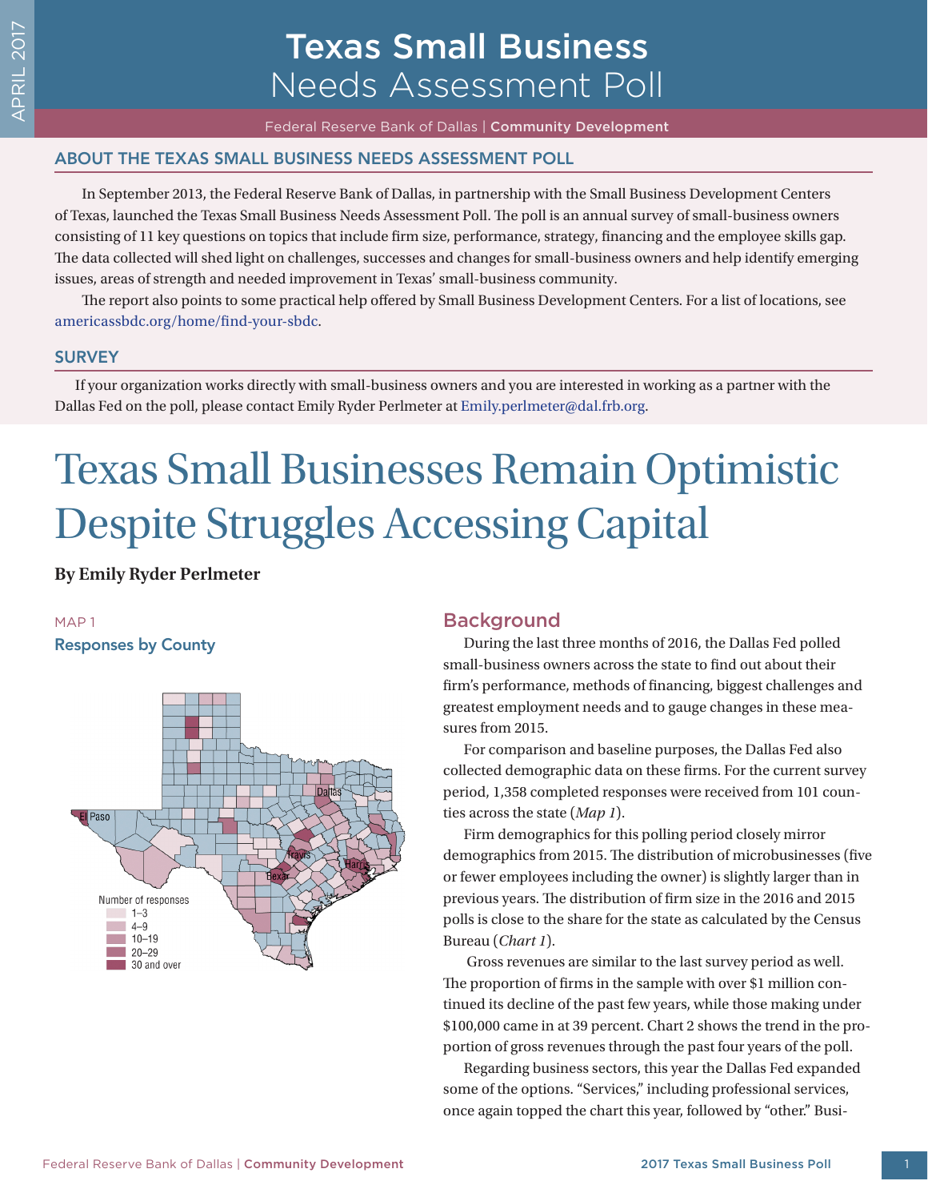# Texas Small Business Needs Assessment Poll

Federal Reserve Bank of Dallas | **Community Development**

## ABOUT THE TEXAS SMALL BUSINESS NEEDS ASSESSMENT POLL

In September 2013, the Federal Reserve Bank of Dallas, in partnership with the Small Business Development Centers of Texas, launched the Texas Small Business Needs Assessment Poll. The poll is an annual survey of small-business owners consisting of 11 key questions on topics that include firm size, performance, strategy, financing and the employee skills gap. The data collected will shed light on challenges, successes and changes for small-business owners and help identify emerging issues, areas of strength and needed improvement in Texas' small-business community.

The report also points to some practical help offered by Small Business Development Centers. For a list of locations, see americassbdc.org/home/find-your-sbdc.

## SURVEY

If your organization works directly with small-business owners and you are interested in working as a partner with the Dallas Fed on the poll, please contact Emily Ryder Perlmeter at Emily.perlmeter@dal.frb.org.

# Texas Small Businesses Remain Optimistic Despite Struggles Accessing Capital

**By Emily Ryder Perlmeter**

MAP 1
**Responses by County**

Number of responses
- 1–3
- 4–9
- 10–19
- 20–29
- 30 and over

## Background

During the last three months of 2016, the Dallas Fed polled small-business owners across the state to find out about their firm's performance, methods of financing, biggest challenges and greatest employment needs and to gauge changes in these measures from 2015.

For comparison and baseline purposes, the Dallas Fed also collected demographic data on these firms. For the current survey period, 1,358 completed responses were received from 101 counties across the state (*Map 1*).

Firm demographics for this polling period closely mirror demographics from 2015. The distribution of microbusinesses (five or fewer employees including the owner) is slightly larger than in previous years. The distribution of firm size in the 2016 and 2015 polls is close to the share for the state as calculated by the Census Bureau (*Chart 1*).

Gross revenues are similar to the last survey period as well. The proportion of firms in the sample with over $1 million continued its decline of the past few years, while those making under $100,000 came in at 39 percent. Chart 2 shows the trend in the proportion of gross revenues through the past four years of the poll.

Regarding business sectors, this year the Dallas Fed expanded some of the options. "Services," including professional services, once again topped the chart this year, followed by "other." Busi-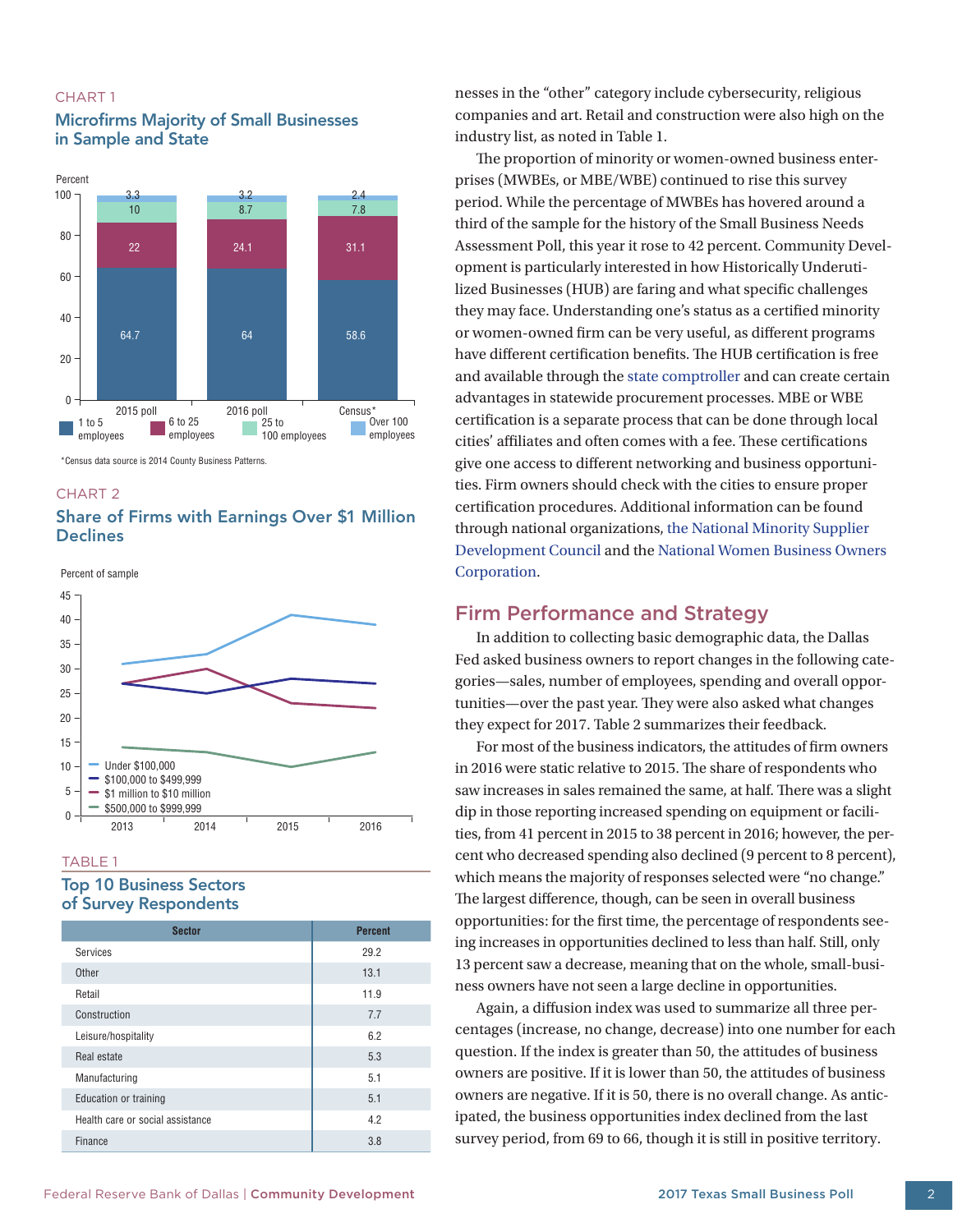CHART 1

## Microfirms Majority of Small Businesses in Sample and State

| | 1 to 5 employees | 6 to 25 employees | 25 to 100 employees | Over 100 employees |
|---|---|---|---|---|
| 2015 poll | 64.7 | 22 | 10 | 3.3 |
| 2016 poll | 64 | 24.1 | 8.7 | 3.2 |
| Census* | 58.6 | 31.1 | 7.8 | 2.4 |

*Census data source is 2014 County Business Patterns.

CHART 2

## Share of Firms with Earnings Over $1 Million Declines

Percent of sample

Legend: Under $100,000; $100,000 to $499,999; $1 million to $10 million; $500,000 to $999,999

TABLE 1

## Top 10 Business Sectors of Survey Respondents

| Sector | Percent |
|---|---|
| Services | 29.2 |
| Other | 13.1 |
| Retail | 11.9 |
| Construction | 7.7 |
| Leisure/hospitality | 6.2 |
| Real estate | 5.3 |
| Manufacturing | 5.1 |
| Education or training | 5.1 |
| Health care or social assistance | 4.2 |
| Finance | 3.8 |

nesses in the "other" category include cybersecurity, religious companies and art. Retail and construction were also high on the industry list, as noted in Table 1.

The proportion of minority or women-owned business enterprises (MWBEs, or MBE/WBE) continued to rise this survey period. While the percentage of MWBEs has hovered around a third of the sample for the history of the Small Business Needs Assessment Poll, this year it rose to 42 percent. Community Development is particularly interested in how Historically Underutilized Businesses (HUB) are faring and what specific challenges they may face. Understanding one's status as a certified minority or women-owned firm can be very useful, as different programs have different certification benefits. The HUB certification is free and available through the state comptroller and can create certain advantages in statewide procurement processes. MBE or WBE certification is a separate process that can be done through local cities' affiliates and often comes with a fee. These certifications give one access to different networking and business opportunities. Firm owners should check with the cities to ensure proper certification procedures. Additional information can be found through national organizations, the National Minority Supplier Development Council and the National Women Business Owners Corporation.

## Firm Performance and Strategy

In addition to collecting basic demographic data, the Dallas Fed asked business owners to report changes in the following categories—sales, number of employees, spending and overall opportunities—over the past year. They were also asked what changes they expect for 2017. Table 2 summarizes their feedback.

For most of the business indicators, the attitudes of firm owners in 2016 were static relative to 2015. The share of respondents who saw increases in sales remained the same, at half. There was a slight dip in those reporting increased spending on equipment or facilities, from 41 percent in 2015 to 38 percent in 2016; however, the percent who decreased spending also declined (9 percent to 8 percent), which means the majority of responses selected were "no change." The largest difference, though, can be seen in overall business opportunities: for the first time, the percentage of respondents seeing increases in opportunities declined to less than half. Still, only 13 percent saw a decrease, meaning that on the whole, small-business owners have not seen a large decline in opportunities.

Again, a diffusion index was used to summarize all three percentages (increase, no change, decrease) into one number for each question. If the index is greater than 50, the attitudes of business owners are positive. If it is lower than 50, the attitudes of business owners are negative. If it is 50, there is no overall change. As anticipated, the business opportunities index declined from the last survey period, from 69 to 66, though it is still in positive territory.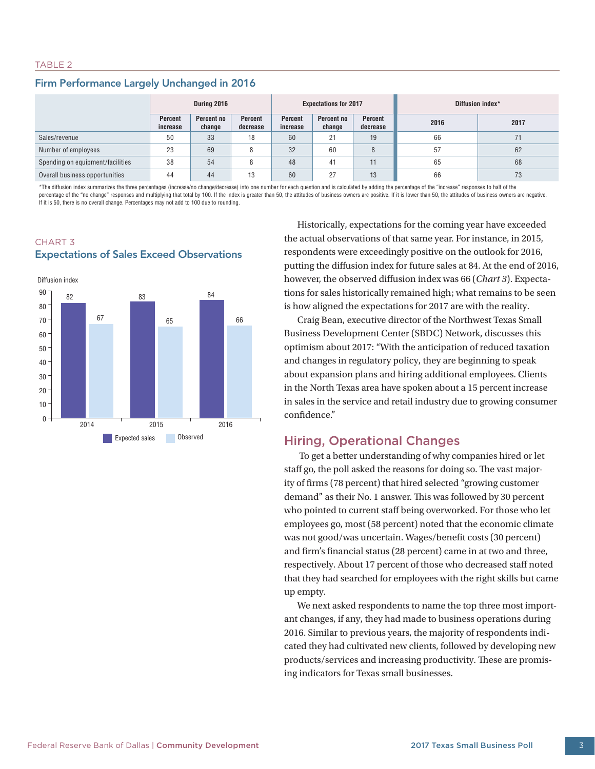TABLE 2

## Firm Performance Largely Unchanged in 2016

| | During 2016 | | | Expectations for 2017 | | | Diffusion index* | |
|---|---|---|---|---|---|---|---|---|
| | Percent increase | Percent no change | Percent decrease | Percent increase | Percent no change | Percent decrease | 2016 | 2017 |
| Sales/revenue | 50 | 33 | 18 | 60 | 21 | 19 | 66 | 71 |
| Number of employees | 23 | 69 | 8 | 32 | 60 | 8 | 57 | 62 |
| Spending on equipment/facilities | 38 | 54 | 8 | 48 | 41 | 11 | 65 | 68 |
| Overall business opportunities | 44 | 44 | 13 | 60 | 27 | 13 | 66 | 73 |

*The diffusion index summarizes the three percentages (increase/no change/decrease) into one number for each question and is calculated by adding the percentage of the "increase" responses to half of the percentage of the "no change" responses and multiplying that total by 100. If the index is greater than 50, the attitudes of business owners are positive. If it is lower than 50, the attitudes of business owners are negative. If it is 50, there is no overall change. Percentages may not add to 100 due to rounding.

CHART 3

## Expectations of Sales Exceed Observations

Diffusion index

| | Expected sales | Observed |
|---|---|---|
| 2014 | 82 | 67 |
| 2015 | 83 | 65 |
| 2016 | 84 | 66 |

Historically, expectations for the coming year have exceeded the actual observations of that same year. For instance, in 2015, respondents were exceedingly positive on the outlook for 2016, putting the diffusion index for future sales at 84. At the end of 2016, however, the observed diffusion index was 66 (*Chart 3*). Expectations for sales historically remained high; what remains to be seen is how aligned the expectations for 2017 are with the reality.

Craig Bean, executive director of the Northwest Texas Small Business Development Center (SBDC) Network, discusses this optimism about 2017: "With the anticipation of reduced taxation and changes in regulatory policy, they are beginning to speak about expansion plans and hiring additional employees. Clients in the North Texas area have spoken about a 15 percent increase in sales in the service and retail industry due to growing consumer confidence."

## Hiring, Operational Changes

To get a better understanding of why companies hired or let staff go, the poll asked the reasons for doing so. The vast majority of firms (78 percent) that hired selected "growing customer demand" as their No. 1 answer. This was followed by 30 percent who pointed to current staff being overworked. For those who let employees go, most (58 percent) noted that the economic climate was not good/was uncertain. Wages/benefit costs (30 percent) and firm's financial status (28 percent) came in at two and three, respectively. About 17 percent of those who decreased staff noted that they had searched for employees with the right skills but came up empty.

We next asked respondents to name the top three most important changes, if any, they had made to business operations during 2016. Similar to previous years, the majority of respondents indicated they had cultivated new clients, followed by developing new products/services and increasing productivity. These are promising indicators for Texas small businesses.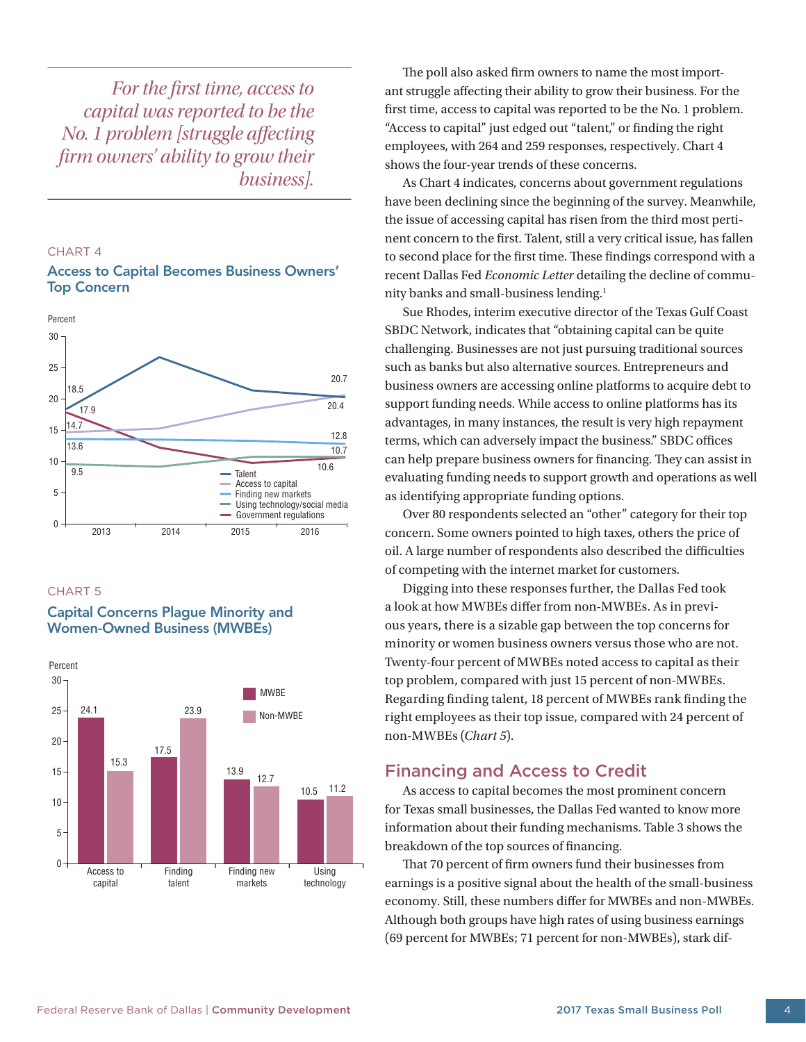*For the first time, access to capital was reported to be the No. 1 problem [struggle affecting firm owners' ability to grow their business].*

CHART 4

### Access to Capital Becomes Business Owners' Top Concern

CHART 5

### Capital Concerns Plague Minority and Women-Owned Business (MWBEs)

| | MWBE | Non-MWBE |
|---|---|---|
| Access to capital | 24.1 | 15.3 |
| Finding talent | 17.5 | 23.9 |
| Finding new markets | 13.9 | 12.7 |
| Using technology | 10.5 | 11.2 |

The poll also asked firm owners to name the most important struggle affecting their ability to grow their business. For the first time, access to capital was reported to be the No. 1 problem. "Access to capital" just edged out "talent," or finding the right employees, with 264 and 259 responses, respectively. Chart 4 shows the four-year trends of these concerns.

As Chart 4 indicates, concerns about government regulations have been declining since the beginning of the survey. Meanwhile, the issue of accessing capital has risen from the third most pertinent concern to the first. Talent, still a very critical issue, has fallen to second place for the first time. These findings correspond with a recent Dallas Fed *Economic Letter* detailing the decline of community banks and small-business lending.[1]

Sue Rhodes, interim executive director of the Texas Gulf Coast SBDC Network, indicates that "obtaining capital can be quite challenging. Businesses are not just pursuing traditional sources such as banks but also alternative sources. Entrepreneurs and business owners are accessing online platforms to acquire debt to support funding needs. While access to online platforms has its advantages, in many instances, the result is very high repayment terms, which can adversely impact the business." SBDC offices can help prepare business owners for financing. They can assist in evaluating funding needs to support growth and operations as well as identifying appropriate funding options.

Over 80 respondents selected an "other" category for their top concern. Some owners pointed to high taxes, others the price of oil. A large number of respondents also described the difficulties of competing with the internet market for customers.

Digging into these responses further, the Dallas Fed took a look at how MWBEs differ from non-MWBEs. As in previous years, there is a sizable gap between the top concerns for minority or women business owners versus those who are not. Twenty-four percent of MWBEs noted access to capital as their top problem, compared with just 15 percent of non-MWBEs. Regarding finding talent, 18 percent of MWBEs rank finding the right employees as their top issue, compared with 24 percent of non-MWBEs (*Chart 5*).

## Financing and Access to Credit

As access to capital becomes the most prominent concern for Texas small businesses, the Dallas Fed wanted to know more information about their funding mechanisms. Table 3 shows the breakdown of the top sources of financing.

That 70 percent of firm owners fund their businesses from earnings is a positive signal about the health of the small-business economy. Still, these numbers differ for MWBEs and non-MWBEs. Although both groups have high rates of using business earnings (69 percent for MWBEs; 71 percent for non-MWBEs), stark dif-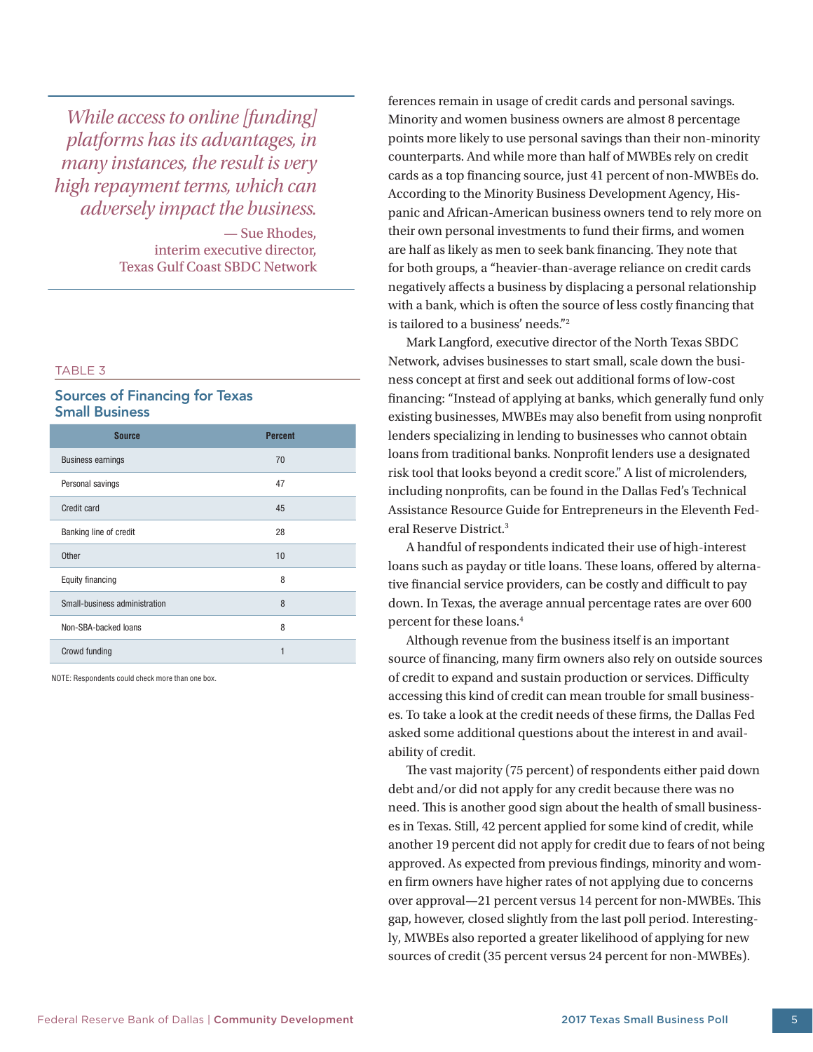> *While access to online [funding] platforms has its advantages, in many instances, the result is very high repayment terms, which can adversely impact the business.*
>
> — Sue Rhodes, interim executive director, Texas Gulf Coast SBDC Network

TABLE 3

### Sources of Financing for Texas Small Business

| Source | Percent |
|---|---|
| Business earnings | 70 |
| Personal savings | 47 |
| Credit card | 45 |
| Banking line of credit | 28 |
| Other | 10 |
| Equity financing | 8 |
| Small-business administration | 8 |
| Non-SBA-backed loans | 8 |
| Crowd funding | 1 |

NOTE: Respondents could check more than one box.

ferences remain in usage of credit cards and personal savings. Minority and women business owners are almost 8 percentage points more likely to use personal savings than their non-minority counterparts. And while more than half of MWBEs rely on credit cards as a top financing source, just 41 percent of non-MWBEs do. According to the Minority Business Development Agency, Hispanic and African-American business owners tend to rely more on their own personal investments to fund their firms, and women are half as likely as men to seek bank financing. They note that for both groups, a "heavier-than-average reliance on credit cards negatively affects a business by displacing a personal relationship with a bank, which is often the source of less costly financing that is tailored to a business' needs."[2]

Mark Langford, executive director of the North Texas SBDC Network, advises businesses to start small, scale down the business concept at first and seek out additional forms of low-cost financing: "Instead of applying at banks, which generally fund only existing businesses, MWBEs may also benefit from using nonprofit lenders specializing in lending to businesses who cannot obtain loans from traditional banks. Nonprofit lenders use a designated risk tool that looks beyond a credit score." A list of microlenders, including nonprofits, can be found in the Dallas Fed's Technical Assistance Resource Guide for Entrepreneurs in the Eleventh Federal Reserve District.[3]

A handful of respondents indicated their use of high-interest loans such as payday or title loans. These loans, offered by alternative financial service providers, can be costly and difficult to pay down. In Texas, the average annual percentage rates are over 600 percent for these loans.[4]

Although revenue from the business itself is an important source of financing, many firm owners also rely on outside sources of credit to expand and sustain production or services. Difficulty accessing this kind of credit can mean trouble for small businesses. To take a look at the credit needs of these firms, the Dallas Fed asked some additional questions about the interest in and availability of credit.

The vast majority (75 percent) of respondents either paid down debt and/or did not apply for any credit because there was no need. This is another good sign about the health of small businesses in Texas. Still, 42 percent applied for some kind of credit, while another 19 percent did not apply for credit due to fears of not being approved. As expected from previous findings, minority and women firm owners have higher rates of not applying due to concerns over approval—21 percent versus 14 percent for non-MWBEs. This gap, however, closed slightly from the last poll period. Interestingly, MWBEs also reported a greater likelihood of applying for new sources of credit (35 percent versus 24 percent for non-MWBEs).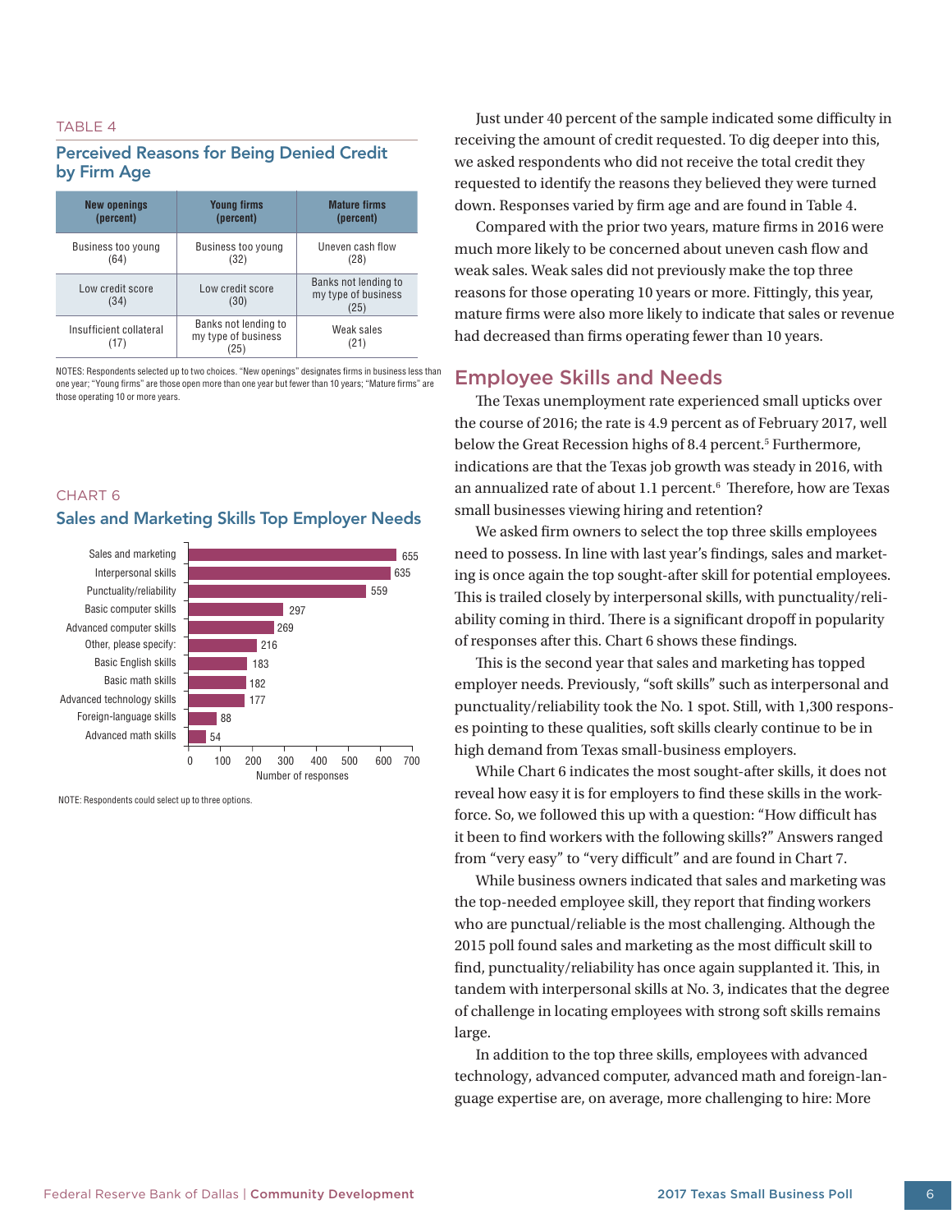TABLE 4

### Perceived Reasons for Being Denied Credit by Firm Age

| New openings (percent) | Young firms (percent) | Mature firms (percent) |
|---|---|---|
| Business too young (64) | Business too young (32) | Uneven cash flow (28) |
| Low credit score (34) | Low credit score (30) | Banks not lending to my type of business (25) |
| Insufficient collateral (17) | Banks not lending to my type of business (25) | Weak sales (21) |

NOTES: Respondents selected up to two choices. "New openings" designates firms in business less than one year; "Young firms" are those open more than one year but fewer than 10 years; "Mature firms" are those operating 10 or more years.

CHART 6

### Sales and Marketing Skills Top Employer Needs

| Skill | Number of responses |
|---|---|
| Sales and marketing | 655 |
| Interpersonal skills | 635 |
| Punctuality/reliability | 559 |
| Basic computer skills | 297 |
| Advanced computer skills | 269 |
| Other, please specify: | 216 |
| Basic English skills | 183 |
| Basic math skills | 182 |
| Advanced technology skills | 177 |
| Foreign-language skills | 88 |
| Advanced math skills | 54 |

NOTE: Respondents could select up to three options.

Just under 40 percent of the sample indicated some difficulty in receiving the amount of credit requested. To dig deeper into this, we asked respondents who did not receive the total credit they requested to identify the reasons they believed they were turned down. Responses varied by firm age and are found in Table 4.

Compared with the prior two years, mature firms in 2016 were much more likely to be concerned about uneven cash flow and weak sales. Weak sales did not previously make the top three reasons for those operating 10 years or more. Fittingly, this year, mature firms were also more likely to indicate that sales or revenue had decreased than firms operating fewer than 10 years.

## Employee Skills and Needs

The Texas unemployment rate experienced small upticks over the course of 2016; the rate is 4.9 percent as of February 2017, well below the Great Recession highs of 8.4 percent.[5] Furthermore, indications are that the Texas job growth was steady in 2016, with an annualized rate of about 1.1 percent.[6] Therefore, how are Texas small businesses viewing hiring and retention?

We asked firm owners to select the top three skills employees need to possess. In line with last year's findings, sales and marketing is once again the top sought-after skill for potential employees. This is trailed closely by interpersonal skills, with punctuality/reliability coming in third. There is a significant dropoff in popularity of responses after this. Chart 6 shows these findings.

This is the second year that sales and marketing has topped employer needs. Previously, "soft skills" such as interpersonal and punctuality/reliability took the No. 1 spot. Still, with 1,300 responses pointing to these qualities, soft skills clearly continue to be in high demand from Texas small-business employers.

While Chart 6 indicates the most sought-after skills, it does not reveal how easy it is for employers to find these skills in the workforce. So, we followed this up with a question: "How difficult has it been to find workers with the following skills?" Answers ranged from "very easy" to "very difficult" and are found in Chart 7.

While business owners indicated that sales and marketing was the top-needed employee skill, they report that finding workers who are punctual/reliable is the most challenging. Although the 2015 poll found sales and marketing as the most difficult skill to find, punctuality/reliability has once again supplanted it. This, in tandem with interpersonal skills at No. 3, indicates that the degree of challenge in locating employees with strong soft skills remains large.

In addition to the top three skills, employees with advanced technology, advanced computer, advanced math and foreign-language expertise are, on average, more challenging to hire: More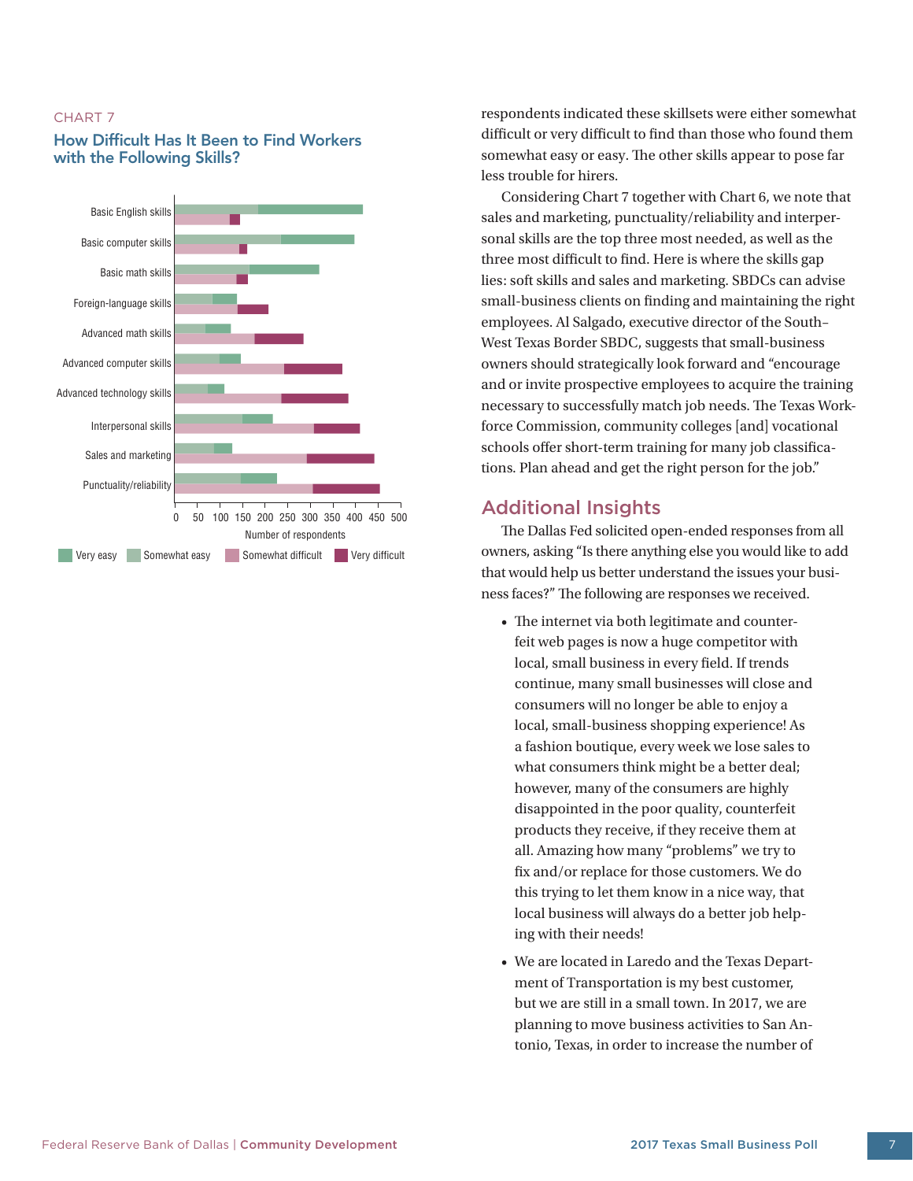CHART 7

### How Difficult Has It Been to Find Workers with the Following Skills?

respondents indicated these skillsets were either somewhat difficult or very difficult to find than those who found them somewhat easy or easy. The other skills appear to pose far less trouble for hirers.

Considering Chart 7 together with Chart 6, we note that sales and marketing, punctuality/reliability and interpersonal skills are the top three most needed, as well as the three most difficult to find. Here is where the skills gap lies: soft skills and sales and marketing. SBDCs can advise small-business clients on finding and maintaining the right employees. Al Salgado, executive director of the South–West Texas Border SBDC, suggests that small-business owners should strategically look forward and "encourage and or invite prospective employees to acquire the training necessary to successfully match job needs. The Texas Workforce Commission, community colleges [and] vocational schools offer short-term training for many job classifications. Plan ahead and get the right person for the job."

## Additional Insights

The Dallas Fed solicited open-ended responses from all owners, asking "Is there anything else you would like to add that would help us better understand the issues your business faces?" The following are responses we received.

- The internet via both legitimate and counterfeit web pages is now a huge competitor with local, small business in every field. If trends continue, many small businesses will close and consumers will no longer be able to enjoy a local, small-business shopping experience! As a fashion boutique, every week we lose sales to what consumers think might be a better deal; however, many of the consumers are highly disappointed in the poor quality, counterfeit products they receive, if they receive them at all. Amazing how many "problems" we try to fix and/or replace for those customers. We do this trying to let them know in a nice way, that local business will always do a better job helping with their needs!
- We are located in Laredo and the Texas Department of Transportation is my best customer, but we are still in a small town. In 2017, we are planning to move business activities to San Antonio, Texas, in order to increase the number of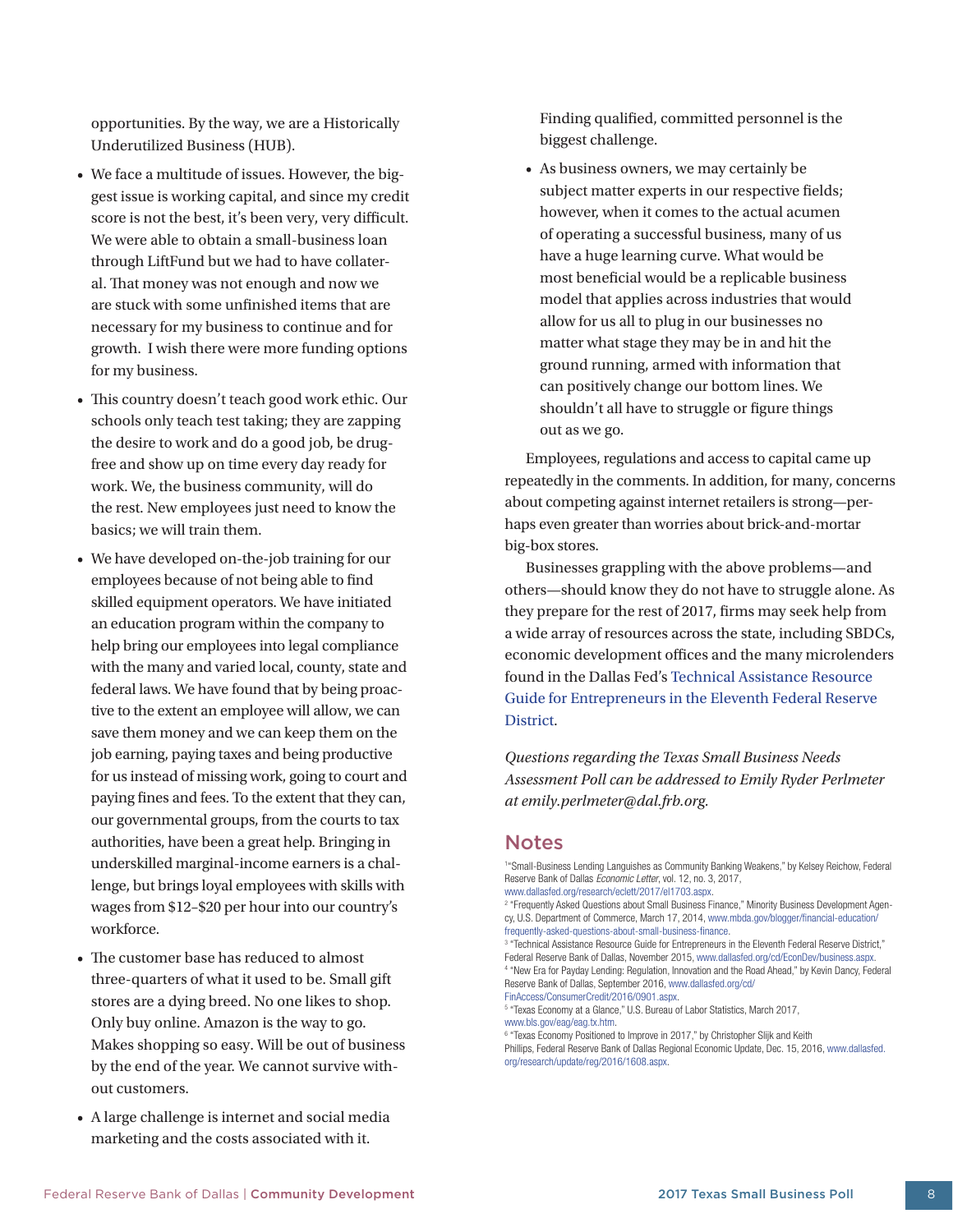opportunities. By the way, we are a Historically Underutilized Business (HUB).

- We face a multitude of issues. However, the biggest issue is working capital, and since my credit score is not the best, it's been very, very difficult. We were able to obtain a small-business loan through LiftFund but we had to have collateral. That money was not enough and now we are stuck with some unfinished items that are necessary for my business to continue and for growth. I wish there were more funding options for my business.
- This country doesn't teach good work ethic. Our schools only teach test taking; they are zapping the desire to work and do a good job, be drug-free and show up on time every day ready for work. We, the business community, will do the rest. New employees just need to know the basics; we will train them.
- We have developed on-the-job training for our employees because of not being able to find skilled equipment operators. We have initiated an education program within the company to help bring our employees into legal compliance with the many and varied local, county, state and federal laws. We have found that by being proactive to the extent an employee will allow, we can save them money and we can keep them on the job earning, paying taxes and being productive for us instead of missing work, going to court and paying fines and fees. To the extent that they can, our governmental groups, from the courts to tax authorities, have been a great help. Bringing in underskilled marginal-income earners is a challenge, but brings loyal employees with skills with wages from $12–$20 per hour into our country's workforce.
- The customer base has reduced to almost three-quarters of what it used to be. Small gift stores are a dying breed. No one likes to shop. Only buy online. Amazon is the way to go. Makes shopping so easy. Will be out of business by the end of the year. We cannot survive without customers.
- A large challenge is internet and social media marketing and the costs associated with it. Finding qualified, committed personnel is the biggest challenge.
- As business owners, we may certainly be subject matter experts in our respective fields; however, when it comes to the actual acumen of operating a successful business, many of us have a huge learning curve. What would be most beneficial would be a replicable business model that applies across industries that would allow for us all to plug in our businesses no matter what stage they may be in and hit the ground running, armed with information that can positively change our bottom lines. We shouldn't all have to struggle or figure things out as we go.

Employees, regulations and access to capital came up repeatedly in the comments. In addition, for many, concerns about competing against internet retailers is strong—perhaps even greater than worries about brick-and-mortar big-box stores.

Businesses grappling with the above problems—and others—should know they do not have to struggle alone. As they prepare for the rest of 2017, firms may seek help from a wide array of resources across the state, including SBDCs, economic development offices and the many microlenders found in the Dallas Fed's Technical Assistance Resource Guide for Entrepreneurs in the Eleventh Federal Reserve District.

*Questions regarding the Texas Small Business Needs Assessment Poll can be addressed to Emily Ryder Perlmeter at emily.perlmeter@dal.frb.org.*

## Notes

[1] "Small-Business Lending Languishes as Community Banking Weakens," by Kelsey Reichow, Federal Reserve Bank of Dallas *Economic Letter*, vol. 12, no. 3, 2017, www.dallasfed.org/research/eclett/2017/el1703.aspx.

[2] "Frequently Asked Questions about Small Business Finance," Minority Business Development Agency, U.S. Department of Commerce, March 17, 2014, www.mbda.gov/blogger/financial-education/frequently-asked-questions-about-small-business-finance.

[3] "Technical Assistance Resource Guide for Entrepreneurs in the Eleventh Federal Reserve District," Federal Reserve Bank of Dallas, November 2015, www.dallasfed.org/cd/EconDev/business.aspx.

[4] "New Era for Payday Lending: Regulation, Innovation and the Road Ahead," by Kevin Dancy, Federal Reserve Bank of Dallas, September 2016, www.dallasfed.org/cd/FinAccess/ConsumerCredit/2016/0901.aspx.

[5] "Texas Economy at a Glance," U.S. Bureau of Labor Statistics, March 2017, www.bls.gov/eag/eag.tx.htm.

[6] "Texas Economy Positioned to Improve in 2017," by Christopher Slijk and Keith Phillips, Federal Reserve Bank of Dallas Regional Economic Update, Dec. 15, 2016, www.dallasfed.org/research/update/reg/2016/1608.aspx.